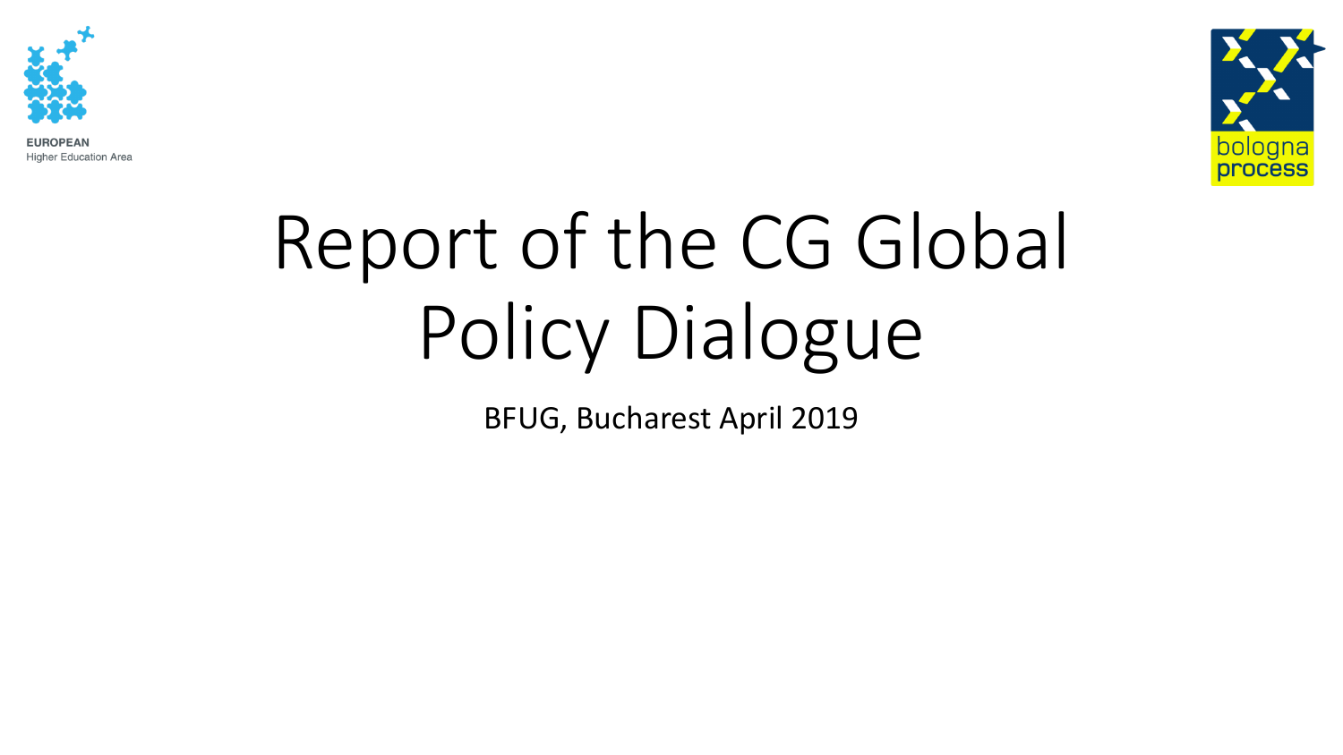# Report of the CG Global Policy Dialogue

BFUG, Bucharest April 2019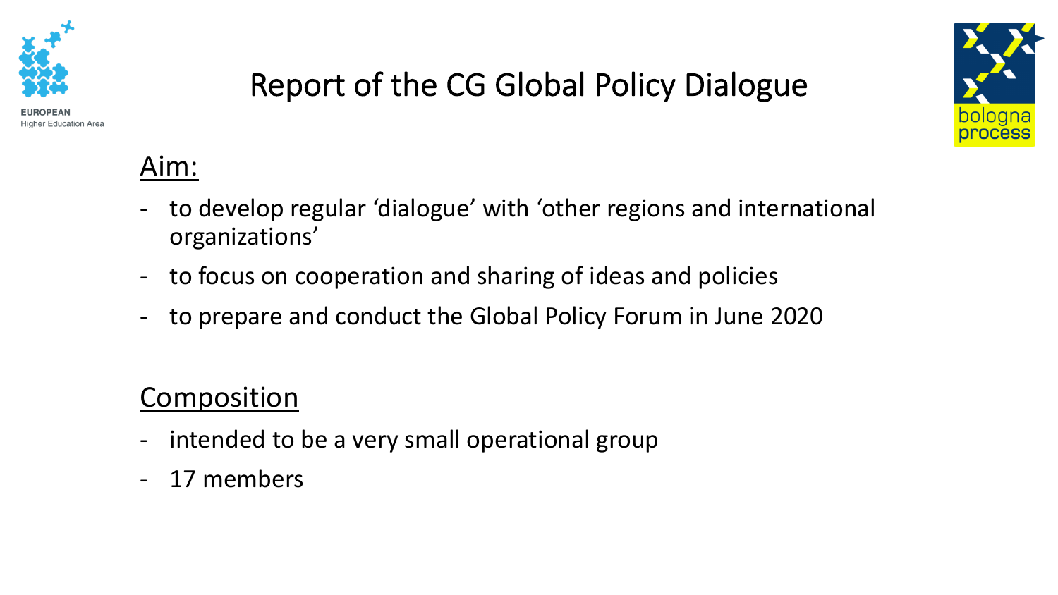# Report of the CG Global Policy Dialogue

## Aim:

- to develop regular ‘dialogue’ with ‘other regions and international organizations’
- to focus on cooperation and sharing of ideas and policies
- to prepare and conduct the Global Policy Forum in June 2020

## Composition

- intended to be a very small operational group
- 17 members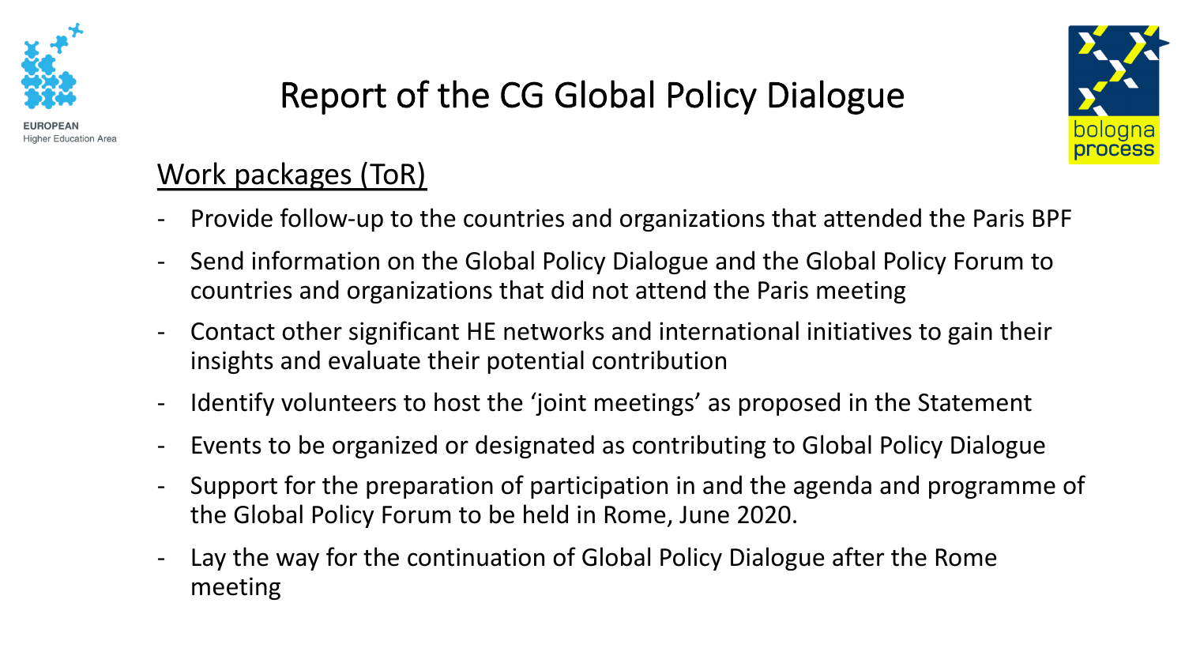# Report of the CG Global Policy Dialogue

## Work packages (ToR)

- Provide follow-up to the countries and organizations that attended the Paris BPF
- Send information on the Global Policy Dialogue and the Global Policy Forum to countries and organizations that did not attend the Paris meeting
- Contact other significant HE networks and international initiatives to gain their insights and evaluate their potential contribution
- Identify volunteers to host the 'joint meetings' as proposed in the Statement
- Events to be organized or designated as contributing to Global Policy Dialogue
- Support for the preparation of participation in and the agenda and programme of the Global Policy Forum to be held in Rome, June 2020.
- Lay the way for the continuation of Global Policy Dialogue after the Rome meeting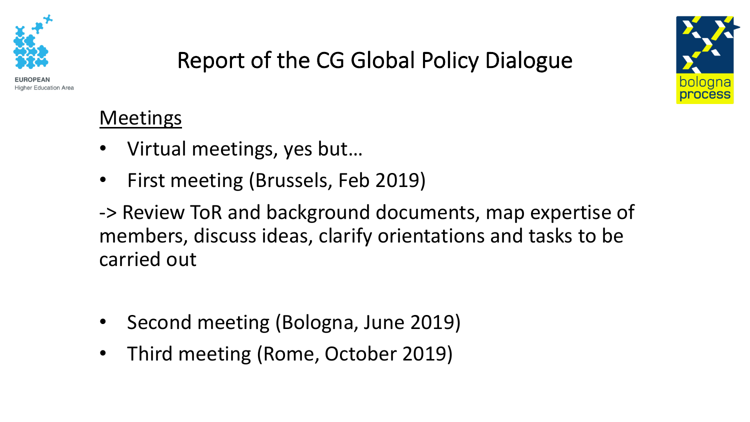# Report of the CG Global Policy Dialogue

## Meetings

- Virtual meetings, yes but…
- First meeting (Brussels, Feb 2019)

-> Review ToR and background documents, map expertise of members, discuss ideas, clarify orientations and tasks to be carried out

- Second meeting (Bologna, June 2019)
- Third meeting (Rome, October 2019)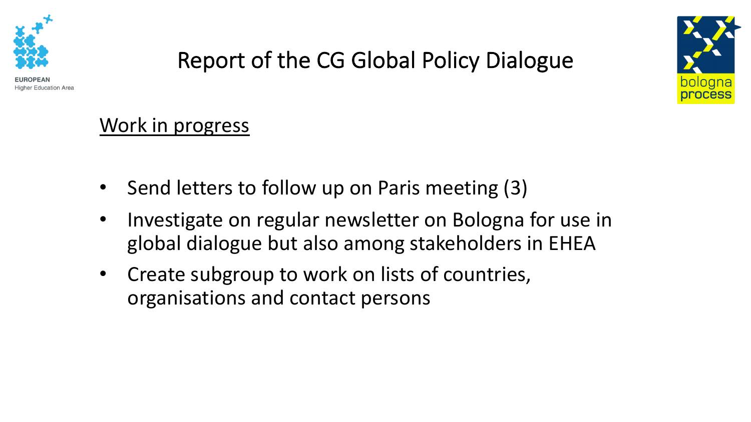# Report of the CG Global Policy Dialogue

Work in progress

- Send letters to follow up on Paris meeting (3)
- Investigate on regular newsletter on Bologna for use in global dialogue but also among stakeholders in EHEA
- Create subgroup to work on lists of countries, organisations and contact persons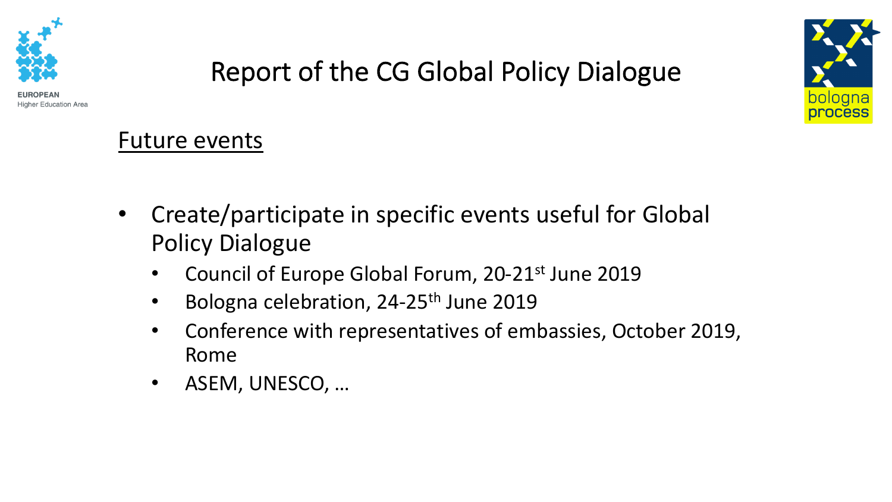# Report of the CG Global Policy Dialogue

## Future events

- Create/participate in specific events useful for Global Policy Dialogue
  - Council of Europe Global Forum, 20-21st June 2019
  - Bologna celebration, 24-25th June 2019
  - Conference with representatives of embassies, October 2019, Rome
  - ASEM, UNESCO, …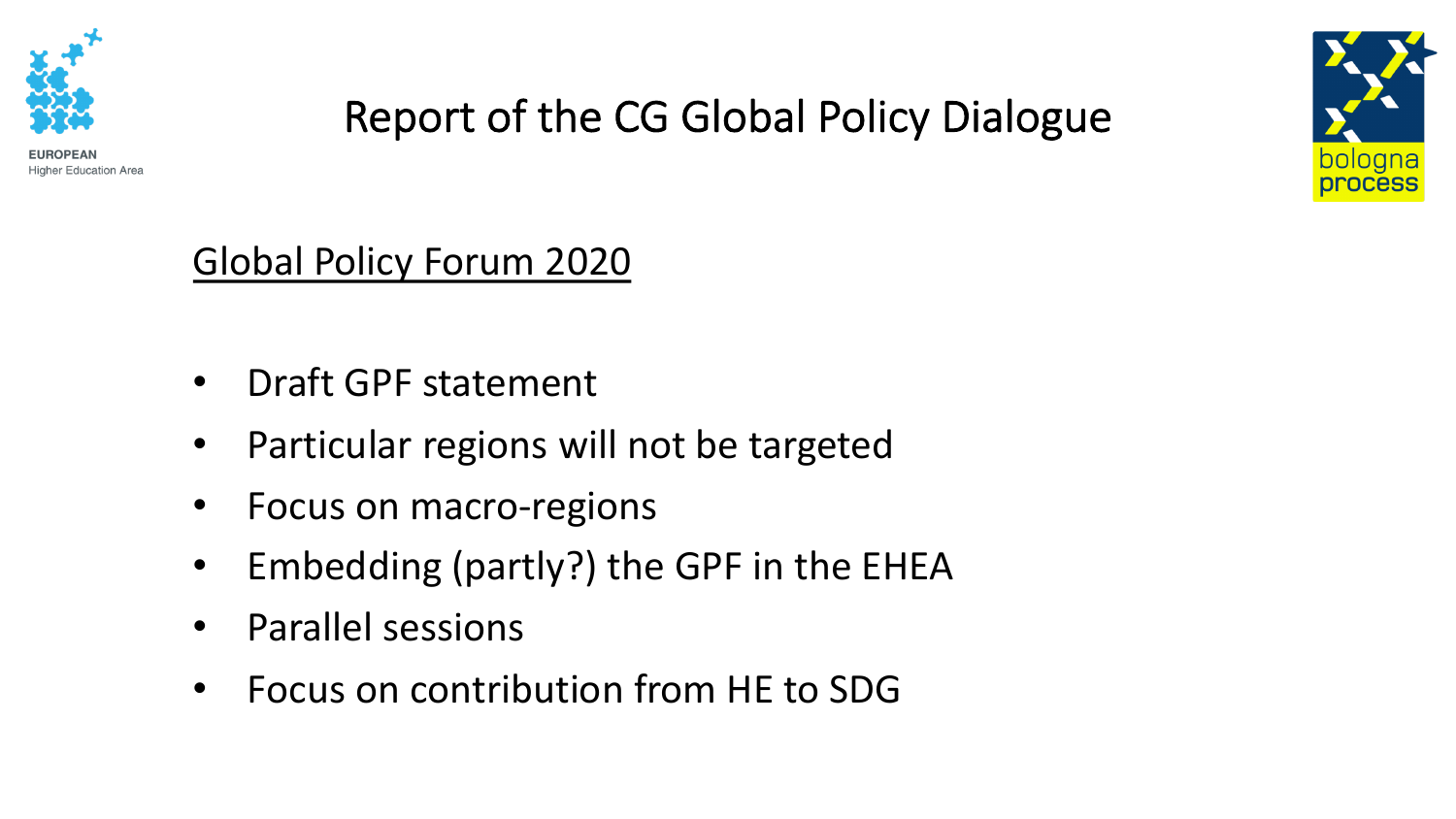# Report of the CG Global Policy Dialogue

## Global Policy Forum 2020

- Draft GPF statement
- Particular regions will not be targeted
- Focus on macro-regions
- Embedding (partly?) the GPF in the EHEA
- Parallel sessions
- Focus on contribution from HE to SDG